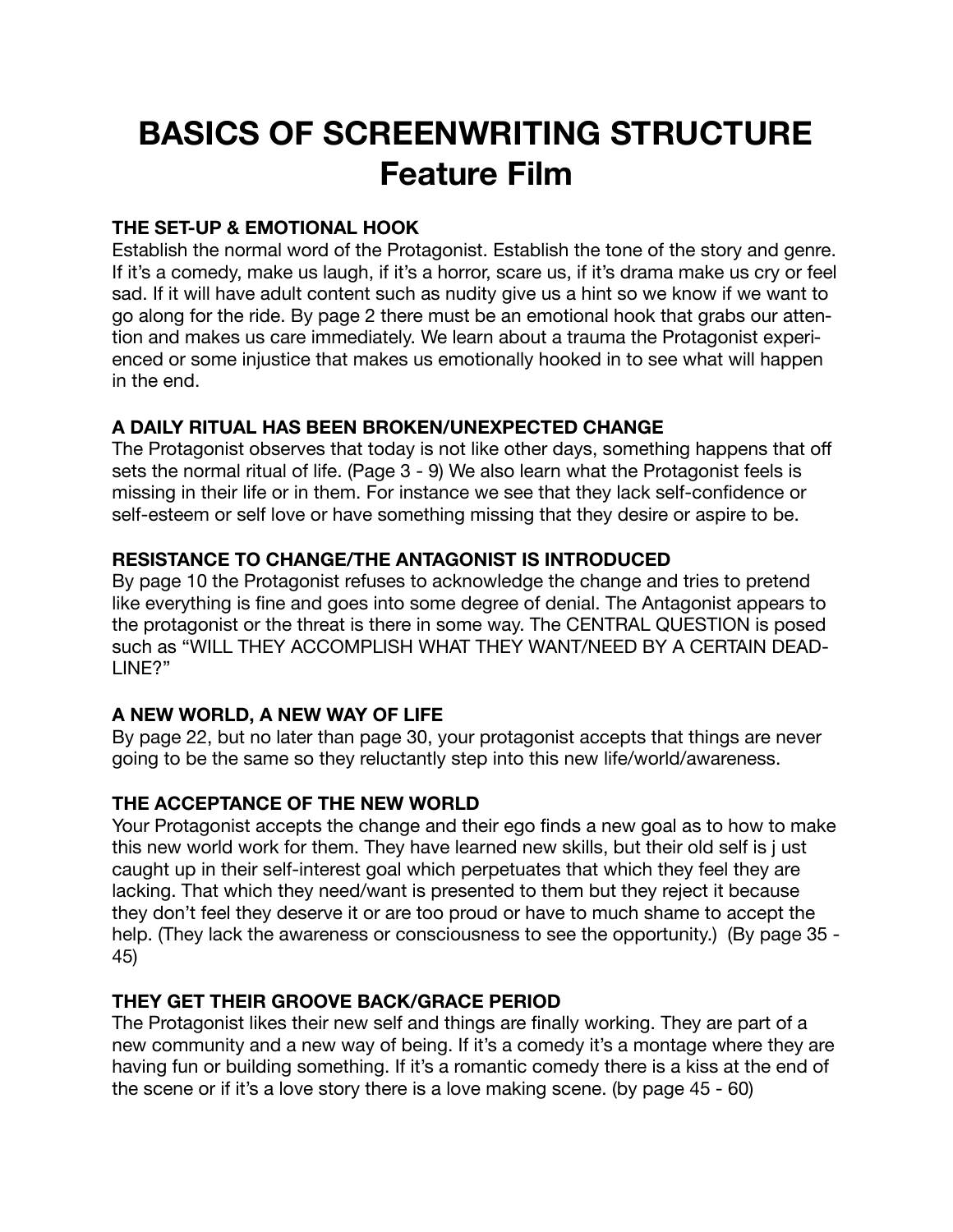# BASICS OF SCREENWRITING STRUCTURE
# Feature Film

**THE SET-UP & EMOTIONAL HOOK**

Establish the normal word of the Protagonist. Establish the tone of the story and genre. If it's a comedy, make us laugh, if it's a horror, scare us, if it's drama make us cry or feel sad. If it will have adult content such as nudity give us a hint so we know if we want to go along for the ride. By page 2 there must be an emotional hook that grabs our attention and makes us care immediately. We learn about a trauma the Protagonist experienced or some injustice that makes us emotionally hooked in to see what will happen in the end.

**A DAILY RITUAL HAS BEEN BROKEN/UNEXPECTED CHANGE**

The Protagonist observes that today is not like other days, something happens that off sets the normal ritual of life. (Page 3 - 9) We also learn what the Protagonist feels is missing in their life or in them. For instance we see that they lack self-confidence or self-esteem or self love or have something missing that they desire or aspire to be.

**RESISTANCE TO CHANGE/THE ANTAGONIST IS INTRODUCED**

By page 10 the Protagonist refuses to acknowledge the change and tries to pretend like everything is fine and goes into some degree of denial. The Antagonist appears to the protagonist or the threat is there in some way. The CENTRAL QUESTION is posed such as "WILL THEY ACCOMPLISH WHAT THEY WANT/NEED BY A CERTAIN DEADLINE?"

**A NEW WORLD, A NEW WAY OF LIFE**

By page 22, but no later than page 30, your protagonist accepts that things are never going to be the same so they reluctantly step into this new life/world/awareness.

**THE ACCEPTANCE OF THE NEW WORLD**

Your Protagonist accepts the change and their ego finds a new goal as to how to make this new world work for them. They have learned new skills, but their old self is j ust caught up in their self-interest goal which perpetuates that which they feel they are lacking. That which they need/want is presented to them but they reject it because they don't feel they deserve it or are too proud or have to much shame to accept the help. (They lack the awareness or consciousness to see the opportunity.) (By page 35 - 45)

**THEY GET THEIR GROOVE BACK/GRACE PERIOD**

The Protagonist likes their new self and things are finally working. They are part of a new community and a new way of being. If it's a comedy it's a montage where they are having fun or building something. If it's a romantic comedy there is a kiss at the end of the scene or if it's a love story there is a love making scene. (by page 45 - 60)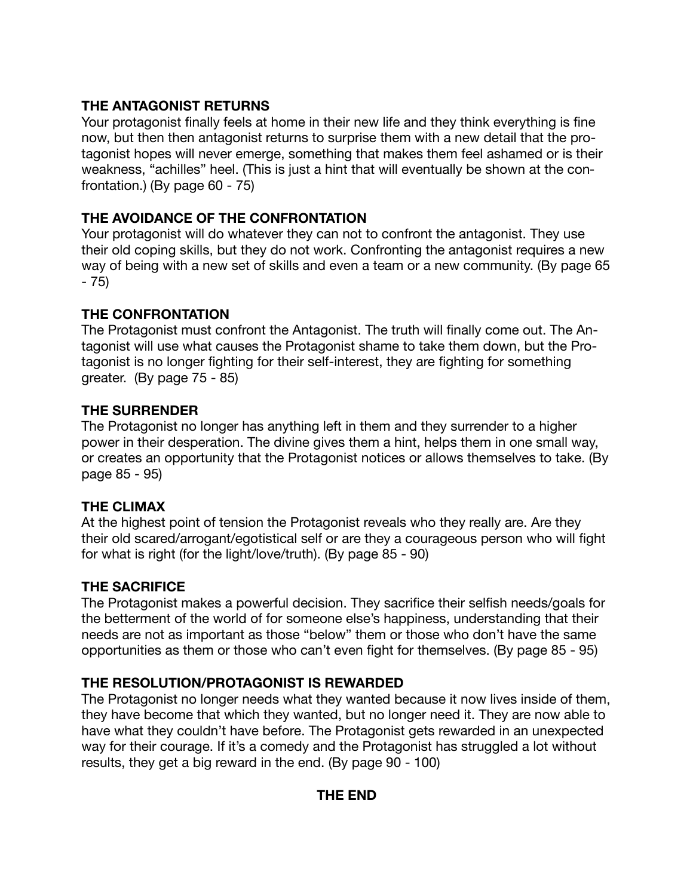**THE ANTAGONIST RETURNS**
Your protagonist finally feels at home in their new life and they think everything is fine now, but then then antagonist returns to surprise them with a new detail that the protagonist hopes will never emerge, something that makes them feel ashamed or is their weakness, "achilles" heel. (This is just a hint that will eventually be shown at the confrontation.) (By page 60 - 75)

**THE AVOIDANCE OF THE CONFRONTATION**
Your protagonist will do whatever they can not to confront the antagonist. They use their old coping skills, but they do not work. Confronting the antagonist requires a new way of being with a new set of skills and even a team or a new community. (By page 65 - 75)

**THE CONFRONTATION**
The Protagonist must confront the Antagonist. The truth will finally come out. The Antagonist will use what causes the Protagonist shame to take them down, but the Protagonist is no longer fighting for their self-interest, they are fighting for something greater. (By page 75 - 85)

**THE SURRENDER**
The Protagonist no longer has anything left in them and they surrender to a higher power in their desperation. The divine gives them a hint, helps them in one small way, or creates an opportunity that the Protagonist notices or allows themselves to take. (By page 85 - 95)

**THE CLIMAX**
At the highest point of tension the Protagonist reveals who they really are. Are they their old scared/arrogant/egotistical self or are they a courageous person who will fight for what is right (for the light/love/truth). (By page 85 - 90)

**THE SACRIFICE**
The Protagonist makes a powerful decision. They sacrifice their selfish needs/goals for the betterment of the world of for someone else's happiness, understanding that their needs are not as important as those "below" them or those who don't have the same opportunities as them or those who can't even fight for themselves. (By page 85 - 95)

**THE RESOLUTION/PROTAGONIST IS REWARDED**
The Protagonist no longer needs what they wanted because it now lives inside of them, they have become that which they wanted, but no longer need it. They are now able to have what they couldn't have before. The Protagonist gets rewarded in an unexpected way for their courage. If it's a comedy and the Protagonist has struggled a lot without results, they get a big reward in the end. (By page 90 - 100)

**THE END**